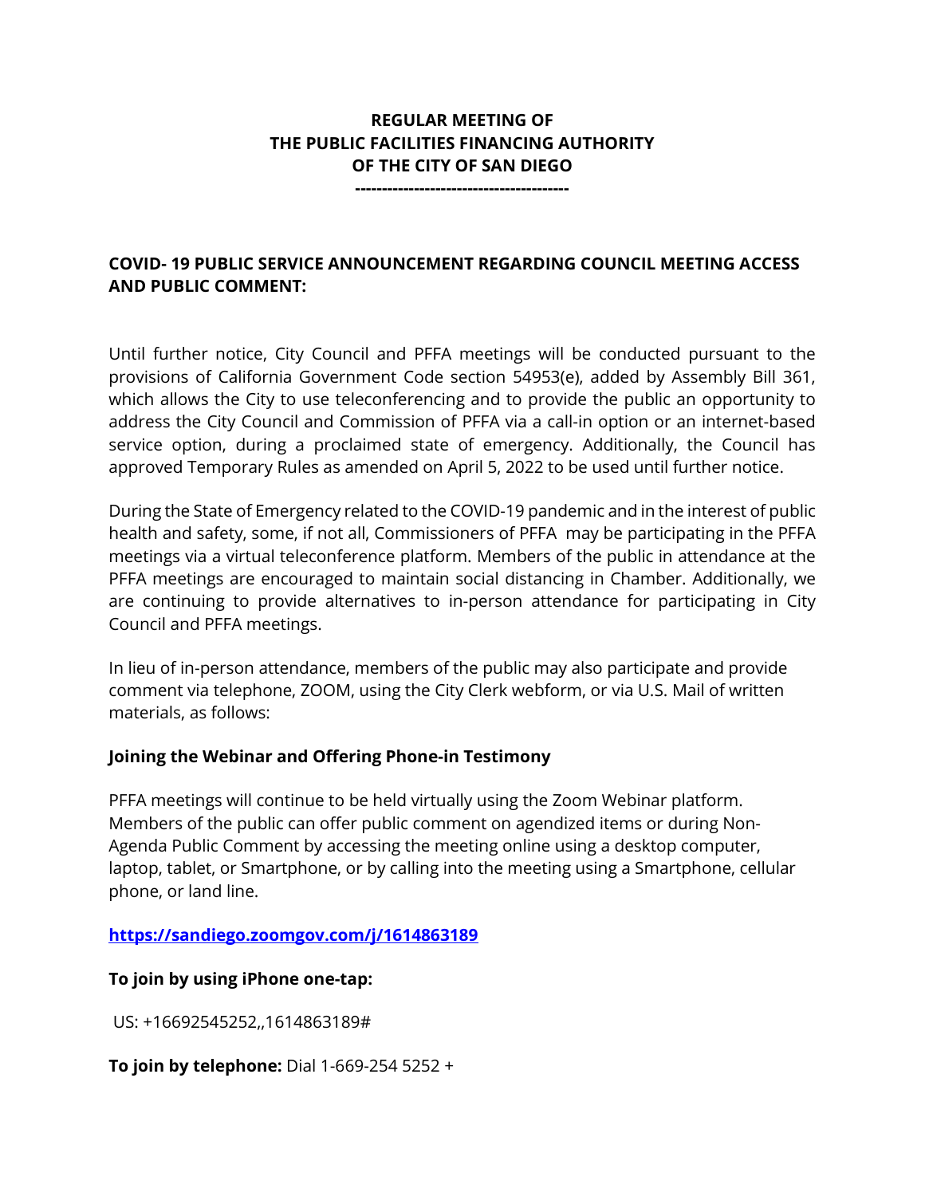# REGULAR MEETING OF
# THE PUBLIC FACILITIES FINANCING AUTHORITY
# OF THE CITY OF SAN DIEGO

----------------------------------------

## COVID- 19 PUBLIC SERVICE ANNOUNCEMENT REGARDING COUNCIL MEETING ACCESS AND PUBLIC COMMENT:

Until further notice, City Council and PFFA meetings will be conducted pursuant to the provisions of California Government Code section 54953(e), added by Assembly Bill 361, which allows the City to use teleconferencing and to provide the public an opportunity to address the City Council and Commission of PFFA via a call-in option or an internet-based service option, during a proclaimed state of emergency. Additionally, the Council has approved Temporary Rules as amended on April 5, 2022 to be used until further notice.

During the State of Emergency related to the COVID-19 pandemic and in the interest of public health and safety, some, if not all, Commissioners of PFFA may be participating in the PFFA meetings via a virtual teleconference platform. Members of the public in attendance at the PFFA meetings are encouraged to maintain social distancing in Chamber. Additionally, we are continuing to provide alternatives to in-person attendance for participating in City Council and PFFA meetings.

In lieu of in-person attendance, members of the public may also participate and provide comment via telephone, ZOOM, using the City Clerk webform, or via U.S. Mail of written materials, as follows:

### Joining the Webinar and Offering Phone-in Testimony

PFFA meetings will continue to be held virtually using the Zoom Webinar platform. Members of the public can offer public comment on agendized items or during Non-Agenda Public Comment by accessing the meeting online using a desktop computer, laptop, tablet, or Smartphone, or by calling into the meeting using a Smartphone, cellular phone, or land line.

**https://sandiego.zoomgov.com/j/1614863189**

**To join by using iPhone one-tap:**

US: +16692545252,,1614863189#

**To join by telephone:** Dial 1-669-254 5252 +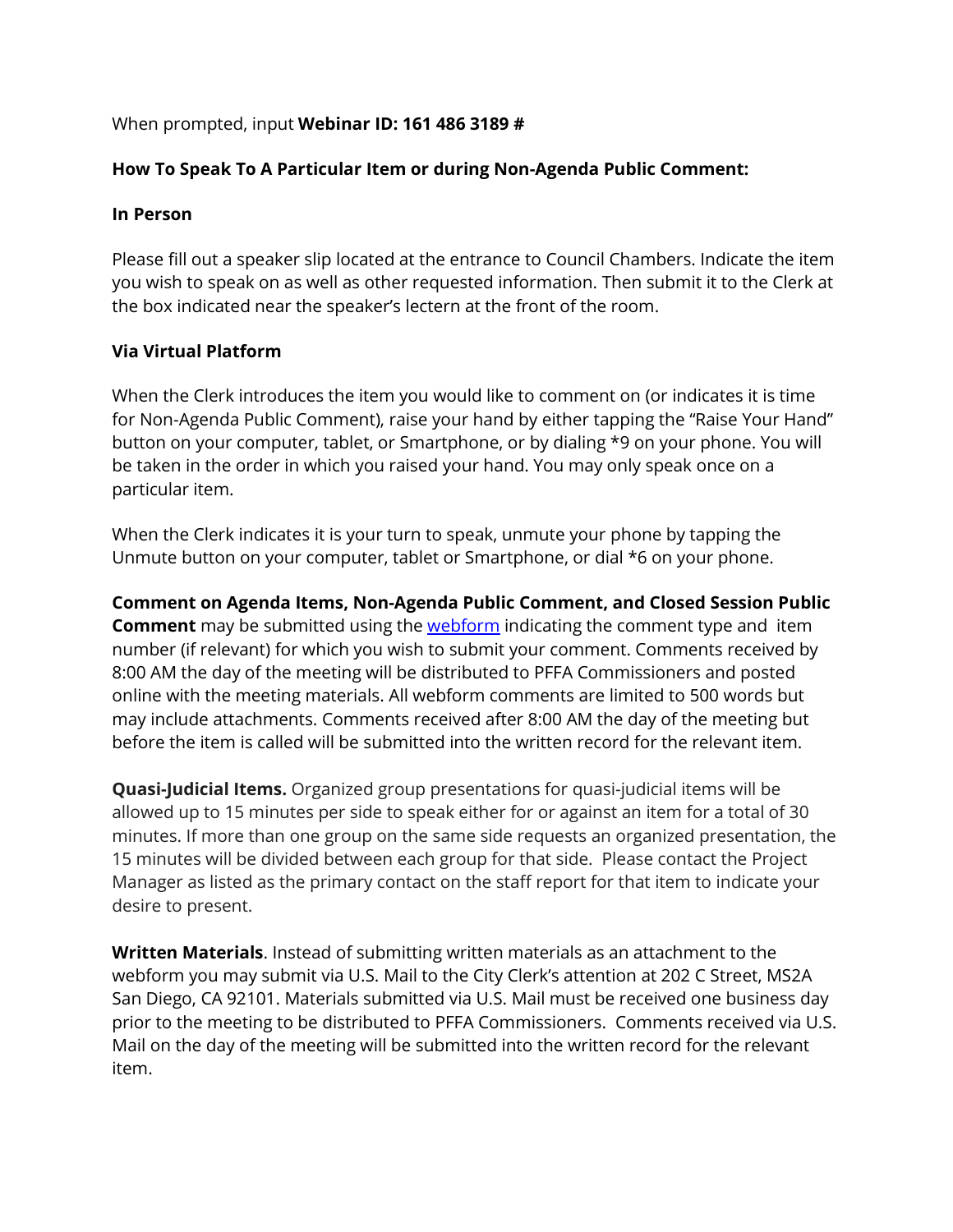When prompted, input **Webinar ID: 161 486 3189 #**

**How To Speak To A Particular Item or during Non-Agenda Public Comment:**

**In Person**

Please fill out a speaker slip located at the entrance to Council Chambers. Indicate the item you wish to speak on as well as other requested information. Then submit it to the Clerk at the box indicated near the speaker's lectern at the front of the room.

**Via Virtual Platform**

When the Clerk introduces the item you would like to comment on (or indicates it is time for Non-Agenda Public Comment), raise your hand by either tapping the "Raise Your Hand" button on your computer, tablet, or Smartphone, or by dialing *9 on your phone. You will be taken in the order in which you raised your hand. You may only speak once on a particular item.

When the Clerk indicates it is your turn to speak, unmute your phone by tapping the Unmute button on your computer, tablet or Smartphone, or dial *6 on your phone.

**Comment on Agenda Items, Non-Agenda Public Comment, and Closed Session Public Comment** may be submitted using the webform indicating the comment type and item number (if relevant) for which you wish to submit your comment. Comments received by 8:00 AM the day of the meeting will be distributed to PFFA Commissioners and posted online with the meeting materials. All webform comments are limited to 500 words but may include attachments. Comments received after 8:00 AM the day of the meeting but before the item is called will be submitted into the written record for the relevant item.

**Quasi-Judicial Items.** Organized group presentations for quasi-judicial items will be allowed up to 15 minutes per side to speak either for or against an item for a total of 30 minutes. If more than one group on the same side requests an organized presentation, the 15 minutes will be divided between each group for that side. Please contact the Project Manager as listed as the primary contact on the staff report for that item to indicate your desire to present.

**Written Materials**. Instead of submitting written materials as an attachment to the webform you may submit via U.S. Mail to the City Clerk's attention at 202 C Street, MS2A San Diego, CA 92101. Materials submitted via U.S. Mail must be received one business day prior to the meeting to be distributed to PFFA Commissioners. Comments received via U.S. Mail on the day of the meeting will be submitted into the written record for the relevant item.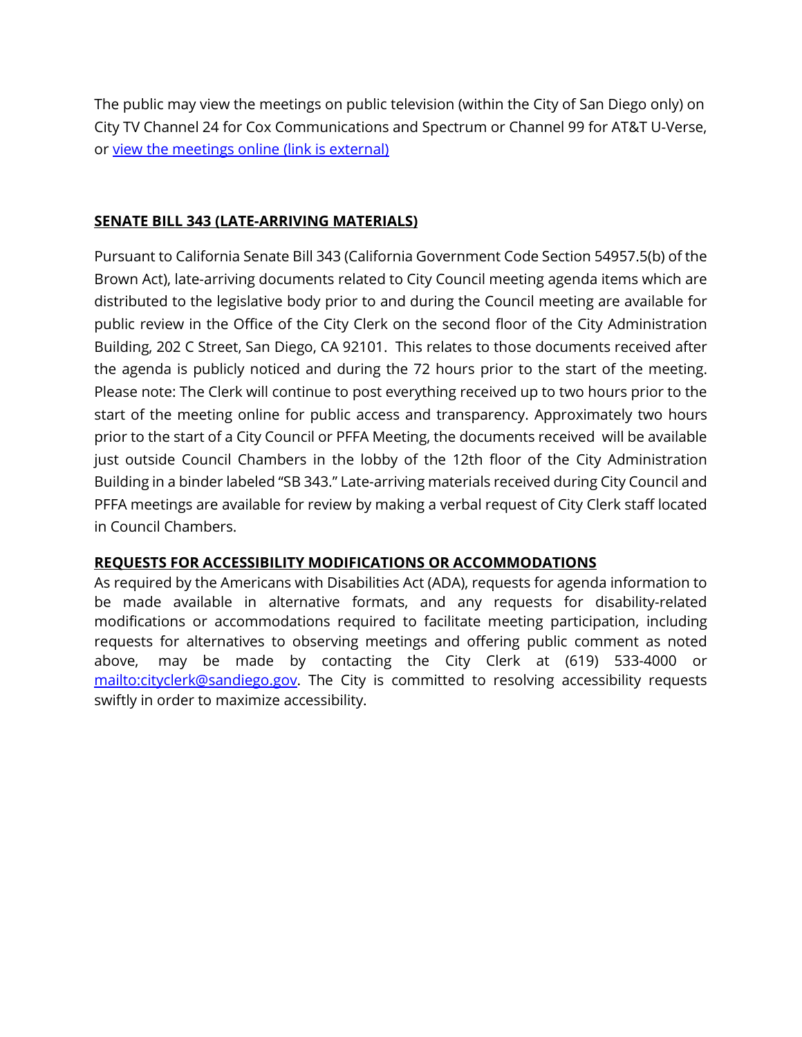The public may view the meetings on public television (within the City of San Diego only) on City TV Channel 24 for Cox Communications and Spectrum or Channel 99 for AT&T U-Verse, or [view the meetings online (link is external)]()

## SENATE BILL 343 (LATE-ARRIVING MATERIALS)

Pursuant to California Senate Bill 343 (California Government Code Section 54957.5(b) of the Brown Act), late-arriving documents related to City Council meeting agenda items which are distributed to the legislative body prior to and during the Council meeting are available for public review in the Office of the City Clerk on the second floor of the City Administration Building, 202 C Street, San Diego, CA 92101. This relates to those documents received after the agenda is publicly noticed and during the 72 hours prior to the start of the meeting. Please note: The Clerk will continue to post everything received up to two hours prior to the start of the meeting online for public access and transparency. Approximately two hours prior to the start of a City Council or PFFA Meeting, the documents received will be available just outside Council Chambers in the lobby of the 12th floor of the City Administration Building in a binder labeled "SB 343." Late-arriving materials received during City Council and PFFA meetings are available for review by making a verbal request of City Clerk staff located in Council Chambers.

## REQUESTS FOR ACCESSIBILITY MODIFICATIONS OR ACCOMMODATIONS

As required by the Americans with Disabilities Act (ADA), requests for agenda information to be made available in alternative formats, and any requests for disability-related modifications or accommodations required to facilitate meeting participation, including requests for alternatives to observing meetings and offering public comment as noted above, may be made by contacting the City Clerk at (619) 533-4000 or [mailto:cityclerk@sandiego.gov](mailto:cityclerk@sandiego.gov). The City is committed to resolving accessibility requests swiftly in order to maximize accessibility.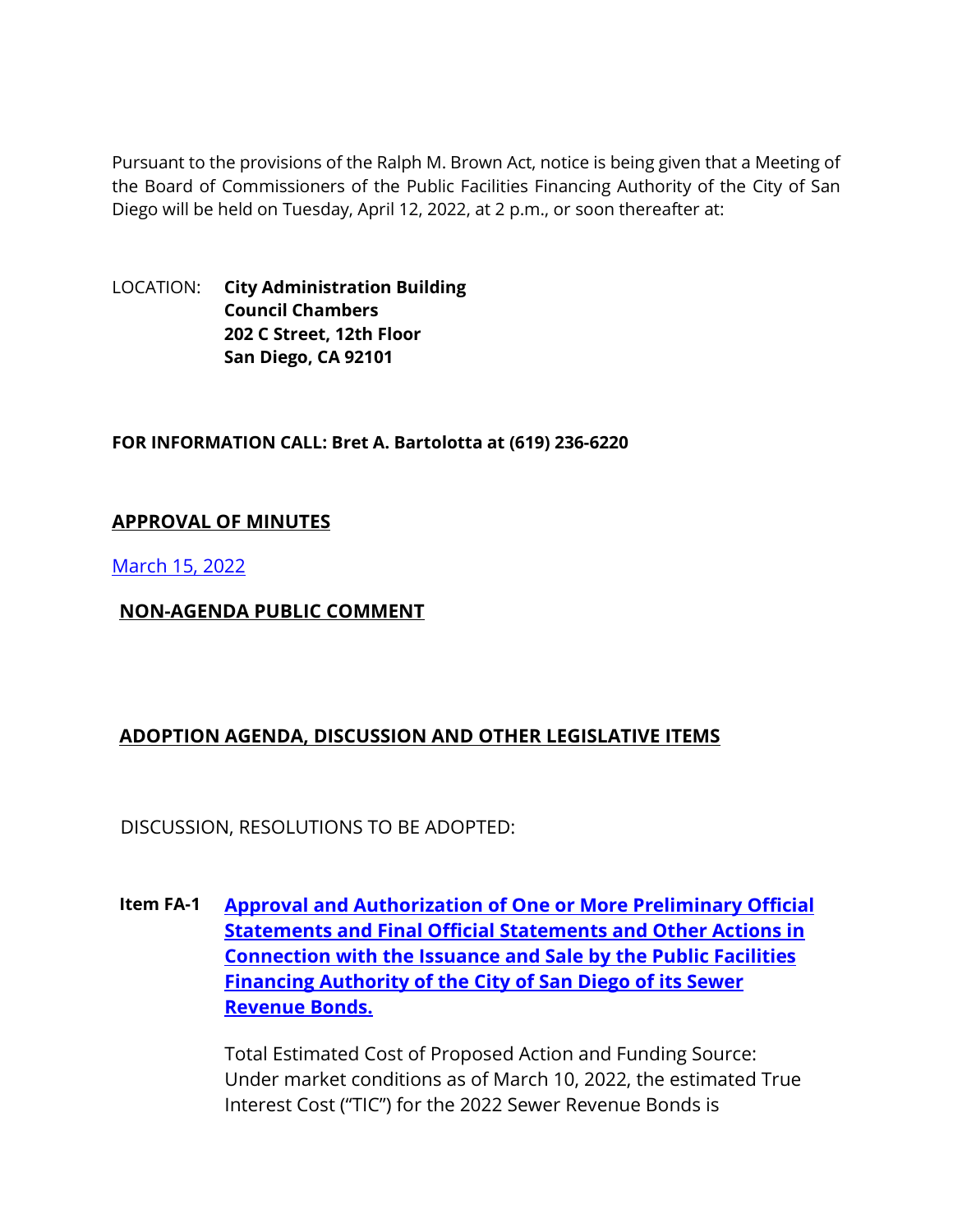Pursuant to the provisions of the Ralph M. Brown Act, notice is being given that a Meeting of the Board of Commissioners of the Public Facilities Financing Authority of the City of San Diego will be held on Tuesday, April 12, 2022, at 2 p.m., or soon thereafter at:

LOCATION: **City Administration Building**
**Council Chambers**
**202 C Street, 12th Floor**
**San Diego, CA 92101**

**FOR INFORMATION CALL: Bret A. Bartolotta at (619) 236-6220**

## APPROVAL OF MINUTES

March 15, 2022

## NON-AGENDA PUBLIC COMMENT

## ADOPTION AGENDA, DISCUSSION AND OTHER LEGISLATIVE ITEMS

DISCUSSION, RESOLUTIONS TO BE ADOPTED:

**Item FA-1** **Approval and Authorization of One or More Preliminary Official Statements and Final Official Statements and Other Actions in Connection with the Issuance and Sale by the Public Facilities Financing Authority of the City of San Diego of its Sewer Revenue Bonds.**

Total Estimated Cost of Proposed Action and Funding Source: Under market conditions as of March 10, 2022, the estimated True Interest Cost ("TIC") for the 2022 Sewer Revenue Bonds is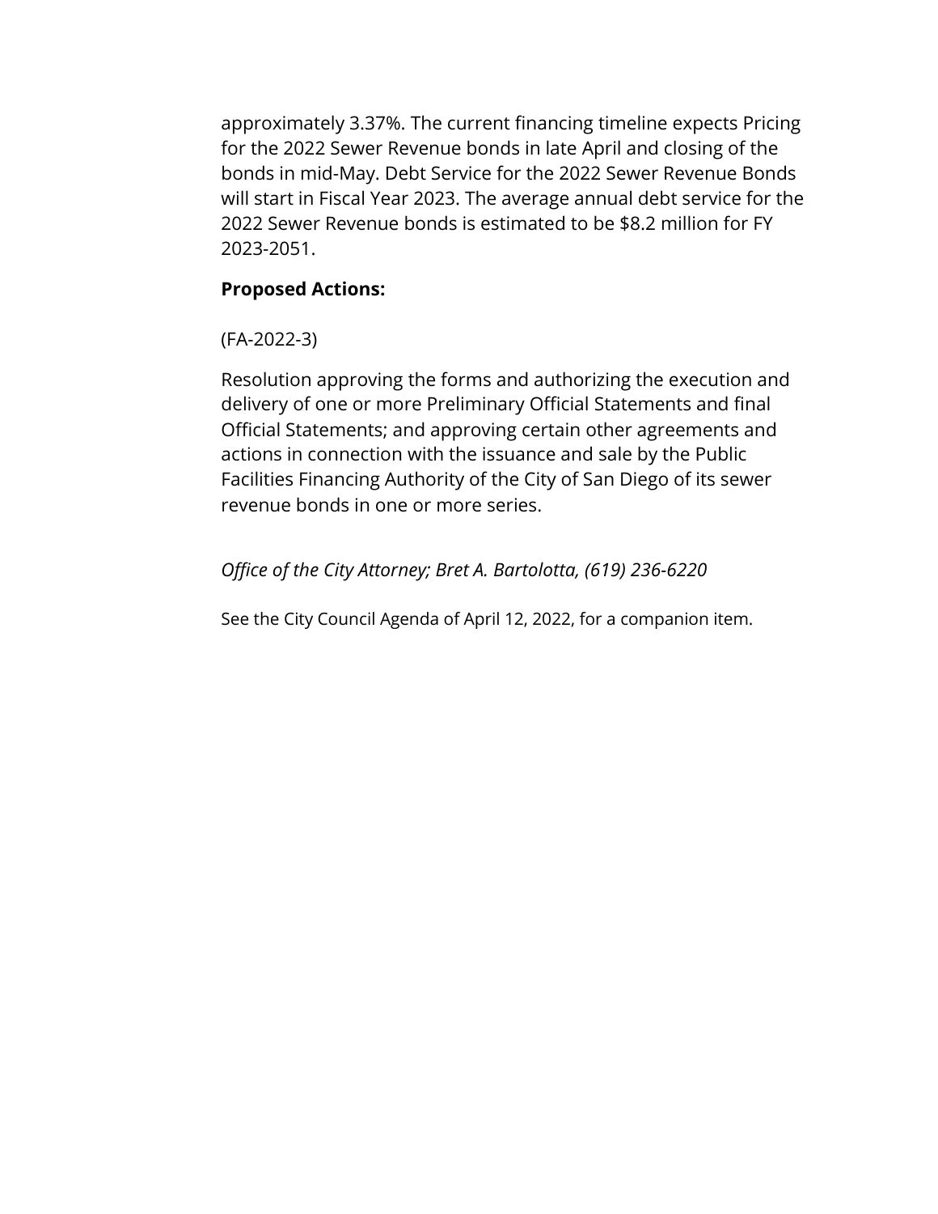approximately 3.37%. The current financing timeline expects Pricing for the 2022 Sewer Revenue bonds in late April and closing of the bonds in mid-May. Debt Service for the 2022 Sewer Revenue Bonds will start in Fiscal Year 2023. The average annual debt service for the 2022 Sewer Revenue bonds is estimated to be $8.2 million for FY 2023-2051.

**Proposed Actions:**

(FA-2022-3)

Resolution approving the forms and authorizing the execution and delivery of one or more Preliminary Official Statements and final Official Statements; and approving certain other agreements and actions in connection with the issuance and sale by the Public Facilities Financing Authority of the City of San Diego of its sewer revenue bonds in one or more series.

*Office of the City Attorney; Bret A. Bartolotta, (619) 236-6220*

See the City Council Agenda of April 12, 2022, for a companion item.